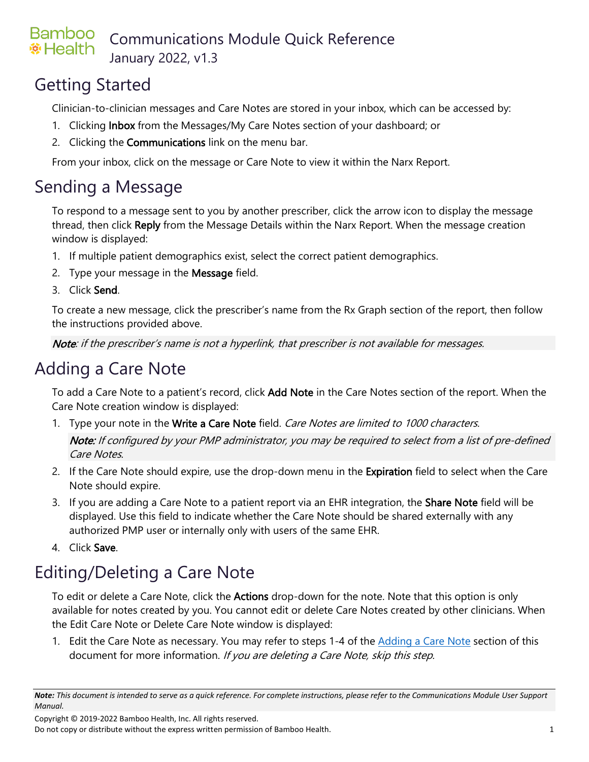# Communications Module Quick Reference

January 2022, v1.3

## Getting Started

Clinician-to-clinician messages and Care Notes are stored in your inbox, which can be accessed by:

1. Clicking **Inbox** from the Messages/My Care Notes section of your dashboard; or
2. Clicking the **Communications** link on the menu bar.

From your inbox, click on the message or Care Note to view it within the Narx Report.

## Sending a Message

To respond to a message sent to you by another prescriber, click the arrow icon to display the message thread, then click **Reply** from the Message Details within the Narx Report. When the message creation window is displayed:

1. If multiple patient demographics exist, select the correct patient demographics.
2. Type your message in the **Message** field.
3. Click **Send**.

To create a new message, click the prescriber's name from the Rx Graph section of the report, then follow the instructions provided above.

***Note**: if the prescriber's name is not a hyperlink, that prescriber is not available for messages.*

## Adding a Care Note

To add a Care Note to a patient's record, click **Add Note** in the Care Notes section of the report. When the Care Note creation window is displayed:

1. Type your note in the **Write a Care Note** field. *Care Notes are limited to 1000 characters.*

   ***Note:** If configured by your PMP administrator, you may be required to select from a list of pre-defined Care Notes.*

2. If the Care Note should expire, use the drop-down menu in the **Expiration** field to select when the Care Note should expire.
3. If you are adding a Care Note to a patient report via an EHR integration, the **Share Note** field will be displayed. Use this field to indicate whether the Care Note should be shared externally with any authorized PMP user or internally only with users of the same EHR.
4. Click **Save**.

## Editing/Deleting a Care Note

To edit or delete a Care Note, click the **Actions** drop-down for the note. Note that this option is only available for notes created by you. You cannot edit or delete Care Notes created by other clinicians. When the Edit Care Note or Delete Care Note window is displayed:

1. Edit the Care Note as necessary. You may refer to steps 1-4 of the Adding a Care Note section of this document for more information. *If you are deleting a Care Note, skip this step.*

***Note:** This document is intended to serve as a quick reference. For complete instructions, please refer to the Communications Module User Support Manual.*

Copyright © 2019-2022 Bamboo Health, Inc. All rights reserved.
Do not copy or distribute without the express written permission of Bamboo Health.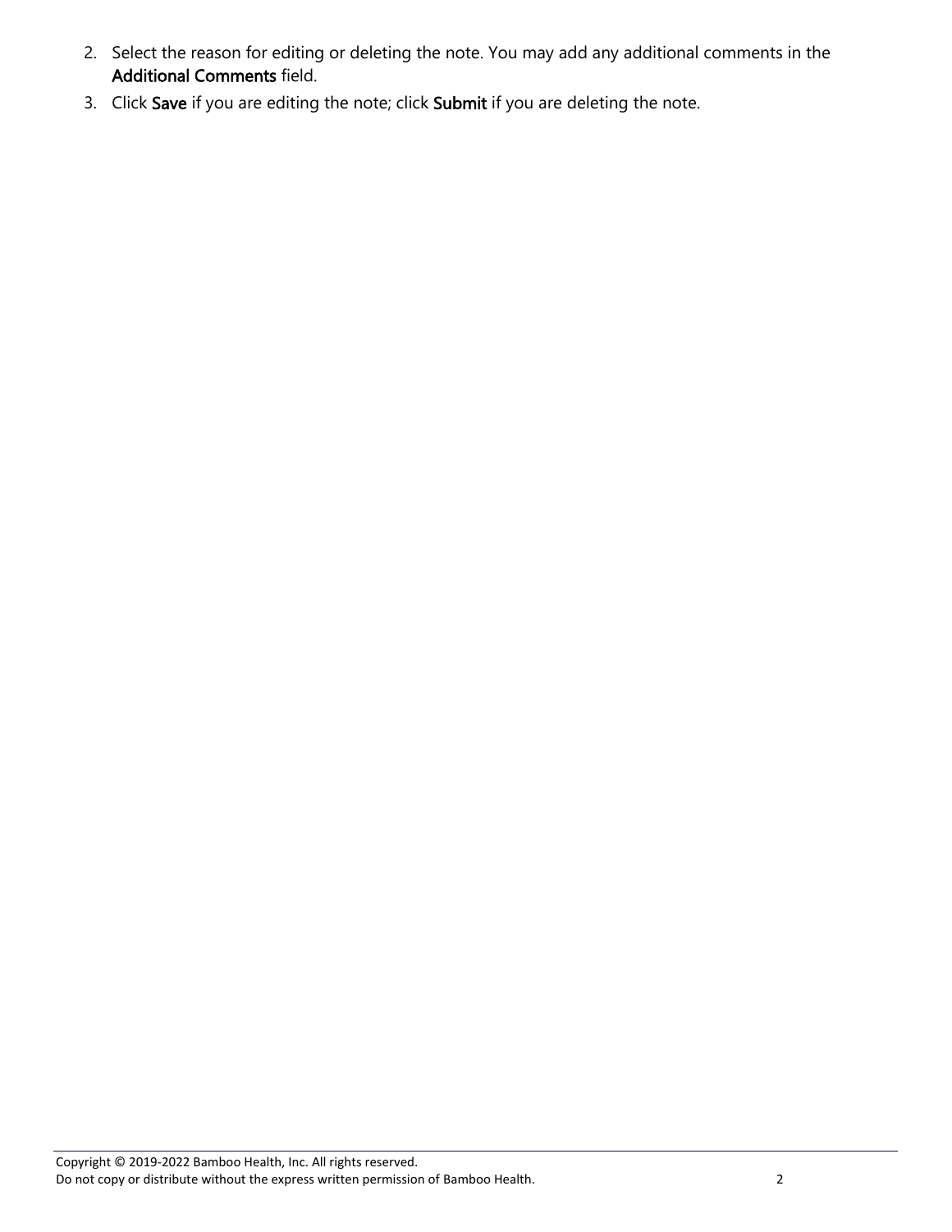2. Select the reason for editing or deleting the note. You may add any additional comments in the **Additional Comments** field.
3. Click **Save** if you are editing the note; click **Submit** if you are deleting the note.